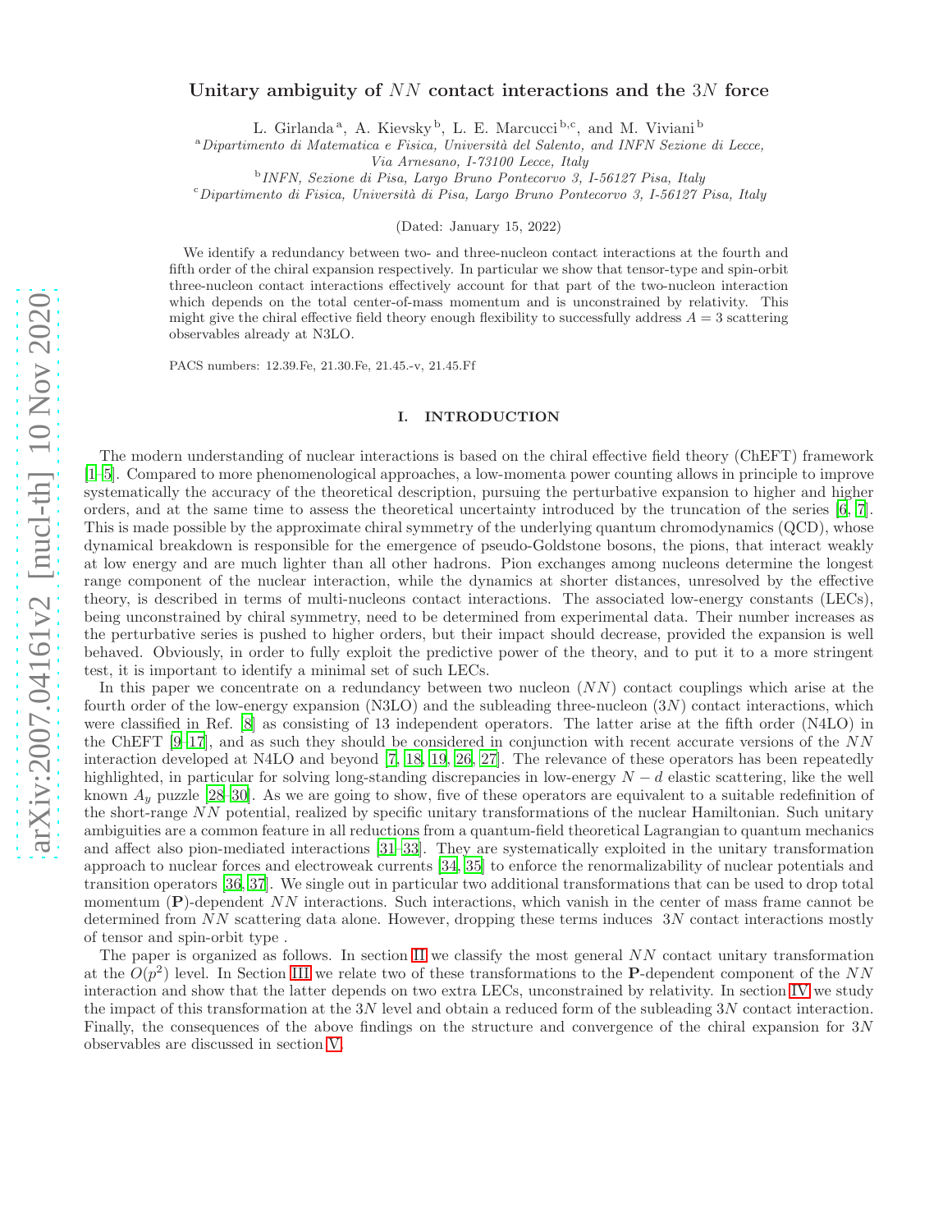# Unitary ambiguity of $NN$ contact interactions and the $3N$ force

L. Girlanda [a], A. Kievsky [b], L. E. Marcucci [b,c], and M. Viviani [b]

[a] *Dipartimento di Matematica e Fisica, Università del Salento, and INFN Sezione di Lecce, Via Arnesano, I-73100 Lecce, Italy*

[b] *INFN, Sezione di Pisa, Largo Bruno Pontecorvo 3, I-56127 Pisa, Italy*

[c] *Dipartimento di Fisica, Università di Pisa, Largo Bruno Pontecorvo 3, I-56127 Pisa, Italy*

(Dated: January 15, 2022)

We identify a redundancy between two- and three-nucleon contact interactions at the fourth and fifth order of the chiral expansion respectively. In particular we show that tensor-type and spin-orbit three-nucleon contact interactions effectively account for that part of the two-nucleon interaction which depends on the total center-of-mass momentum and is unconstrained by relativity. This might give the chiral effective field theory enough flexibility to successfully address $A = 3$ scattering observables already at N3LO.

PACS numbers: 12.39.Fe, 21.30.Fe, 21.45.-v, 21.45.Ff

## I. INTRODUCTION

The modern understanding of nuclear interactions is based on the chiral effective field theory (ChEFT) framework [1–5]. Compared to more phenomenological approaches, a low-momenta power counting allows in principle to improve systematically the accuracy of the theoretical description, pursuing the perturbative expansion to higher and higher orders, and at the same time to assess the theoretical uncertainty introduced by the truncation of the series [6, 7]. This is made possible by the approximate chiral symmetry of the underlying quantum chromodynamics (QCD), whose dynamical breakdown is responsible for the emergence of pseudo-Goldstone bosons, the pions, that interact weakly at low energy and are much lighter than all other hadrons. Pion exchanges among nucleons determine the longest range component of the nuclear interaction, while the dynamics at shorter distances, unresolved by the effective theory, is described in terms of multi-nucleons contact interactions. The associated low-energy constants (LECs), being unconstrained by chiral symmetry, need to be determined from experimental data. Their number increases as the perturbative series is pushed to higher orders, but their impact should decrease, provided the expansion is well behaved. Obviously, in order to fully exploit the predictive power of the theory, and to put it to a more stringent test, it is important to identify a minimal set of such LECs.

In this paper we concentrate on a redundancy between two nucleon ($NN$) contact couplings which arise at the fourth order of the low-energy expansion (N3LO) and the subleading three-nucleon ($3N$) contact interactions, which were classified in Ref. [8] as consisting of 13 independent operators. The latter arise at the fifth order (N4LO) in the ChEFT [9–17], and as such they should be considered in conjunction with recent accurate versions of the $NN$ interaction developed at N4LO and beyond [7, 18, 19, 26, 27]. The relevance of these operators has been repeatedly highlighted, in particular for solving long-standing discrepancies in low-energy $N-d$ elastic scattering, like the well known $A_y$ puzzle [28–30]. As we are going to show, five of these operators are equivalent to a suitable redefinition of the short-range $NN$ potential, realized by specific unitary transformations of the nuclear Hamiltonian. Such unitary ambiguities are a common feature in all reductions from a quantum-field theoretical Lagrangian to quantum mechanics and affect also pion-mediated interactions [31–33]. They are systematically exploited in the unitary transformation approach to nuclear forces and electroweak currents [34, 35] to enforce the renormalizability of nuclear potentials and transition operators [36, 37]. We single out in particular two additional transformations that can be used to drop total momentum ($\mathbf{P}$)-dependent $NN$ interactions. Such interactions, which vanish in the center of mass frame cannot be determined from $NN$ scattering data alone. However, dropping these terms induces $3N$ contact interactions mostly of tensor and spin-orbit type .

The paper is organized as follows. In section II we classify the most general $NN$ contact unitary transformation at the $O(p^2)$ level. In Section III we relate two of these transformations to the $\mathbf{P}$-dependent component of the $NN$ interaction and show that the latter depends on two extra LECs, unconstrained by relativity. In section IV we study the impact of this transformation at the $3N$ level and obtain a reduced form of the subleading $3N$ contact interaction. Finally, the consequences of the above findings on the structure and convergence of the chiral expansion for $3N$ observables are discussed in section V.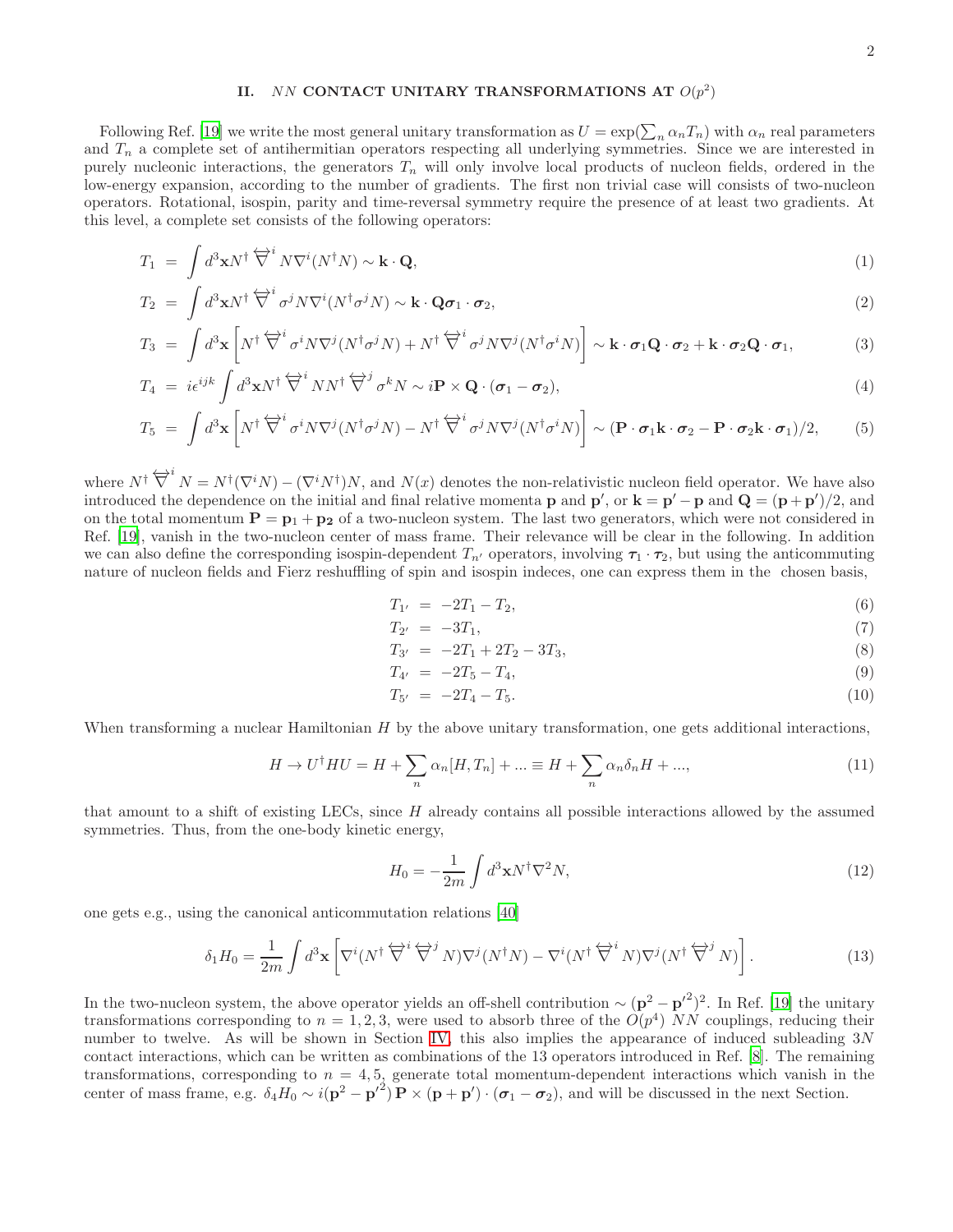## II. $NN$ CONTACT UNITARY TRANSFORMATIONS AT $O(p^2)$

Following Ref. [19] we write the most general unitary transformation as $U = \exp(\sum_n \alpha_n T_n)$ with $\alpha_n$ real parameters and $T_n$ a complete set of antihermitian operators respecting all underlying symmetries. Since we are interested in purely nucleonic interactions, the generators $T_n$ will only involve local products of nucleon fields, ordered in the low-energy expansion, according to the number of gradients. The first non trivial case will consists of two-nucleon operators. Rotational, isospin, parity and time-reversal symmetry require the presence of at least two gradients. At this level, a complete set consists of the following operators:

$$T_1 = \int d^3\mathbf{x} N^\dagger \overleftrightarrow{\nabla}^i N \nabla^i (N^\dagger N) \sim \mathbf{k}\cdot\mathbf{Q}, \tag{1}$$

$$T_2 = \int d^3\mathbf{x} N^\dagger \overleftrightarrow{\nabla}^i \sigma^j N \nabla^i (N^\dagger \sigma^j N) \sim \mathbf{k}\cdot\mathbf{Q}\boldsymbol{\sigma}_1\cdot\boldsymbol{\sigma}_2, \tag{2}$$

$$T_3 = \int d^3\mathbf{x} \left[ N^\dagger \overleftrightarrow{\nabla}^i \sigma^i N \nabla^j (N^\dagger \sigma^j N) + N^\dagger \overleftrightarrow{\nabla}^i \sigma^j N \nabla^j (N^\dagger \sigma^i N)\right] \sim \mathbf{k}\cdot\boldsymbol{\sigma}_1\mathbf{Q}\cdot\boldsymbol{\sigma}_2 + \mathbf{k}\cdot\boldsymbol{\sigma}_2\mathbf{Q}\cdot\boldsymbol{\sigma}_1, \tag{3}$$

$$T_4 = i\epsilon^{ijk} \int d^3\mathbf{x} N^\dagger \overleftrightarrow{\nabla}^i N N^\dagger \overleftrightarrow{\nabla}^j \sigma^k N \sim i\mathbf{P}\times\mathbf{Q}\cdot(\boldsymbol{\sigma}_1 - \boldsymbol{\sigma}_2), \tag{4}$$

$$T_5 = \int d^3\mathbf{x} \left[ N^\dagger \overleftrightarrow{\nabla}^i \sigma^i N \nabla^j (N^\dagger \sigma^j N) - N^\dagger \overleftrightarrow{\nabla}^i \sigma^j N \nabla^j (N^\dagger \sigma^i N)\right] \sim (\mathbf{P}\cdot\boldsymbol{\sigma}_1\mathbf{k}\cdot\boldsymbol{\sigma}_2 - \mathbf{P}\cdot\boldsymbol{\sigma}_2\mathbf{k}\cdot\boldsymbol{\sigma}_1)/2, \tag{5}$$

where $N^\dagger \overleftrightarrow{\nabla}^i N = N^\dagger(\nabla^i N) - (\nabla^i N^\dagger)N$, and $N(x)$ denotes the non-relativistic nucleon field operator. We have also introduced the dependence on the initial and final relative momenta $\mathbf{p}$ and $\mathbf{p}'$, or $\mathbf{k} = \mathbf{p}' - \mathbf{p}$ and $\mathbf{Q} = (\mathbf{p} + \mathbf{p}')/2$, and on the total momentum $\mathbf{P} = \mathbf{p}_1 + \mathbf{p}_2$ of a two-nucleon system. The last two generators, which were not considered in Ref. [19], vanish in the two-nucleon center of mass frame. Their relevance will be clear in the following. In addition we can also define the corresponding isospin-dependent $T_{n'}$ operators, involving $\boldsymbol{\tau}_1\cdot\boldsymbol{\tau}_2$, but using the anticommuting nature of nucleon fields and Fierz reshuffling of spin and isospin indeces, one can express them in the chosen basis,

$$T_{1'} = -2T_1 - T_2, \tag{6}$$

$$T_{2'} = -3T_1, \tag{7}$$

$$T_{3'} = -2T_1 + 2T_2 - 3T_3, \tag{8}$$

$$T_{4'} = -2T_5 - T_4, \tag{9}$$

$$T_{5'} = -2T_4 - T_5. \tag{10}$$

When transforming a nuclear Hamiltonian $H$ by the above unitary transformation, one gets additional interactions,

$$H \to U^\dagger H U = H + \sum_n \alpha_n [H, T_n] + ... \equiv H + \sum_n \alpha_n \delta_n H + ..., \tag{11}$$

that amount to a shift of existing LECs, since $H$ already contains all possible interactions allowed by the assumed symmetries. Thus, from the one-body kinetic energy,

$$H_0 = -\frac{1}{2m}\int d^3\mathbf{x} N^\dagger \nabla^2 N, \tag{12}$$

one gets e.g., using the canonical anticommutation relations [40]

$$\delta_1 H_0 = \frac{1}{2m}\int d^3\mathbf{x} \left[ \nabla^i (N^\dagger \overleftrightarrow{\nabla}^i \overleftrightarrow{\nabla}^j N)\nabla^j (N^\dagger N) - \nabla^i (N^\dagger \overleftrightarrow{\nabla}^i N)\nabla^j (N^\dagger \overleftrightarrow{\nabla}^j N)\right]. \tag{13}$$

In the two-nucleon system, the above operator yields an off-shell contribution $\sim (\mathbf{p}^2 - \mathbf{p}'^2)^2$. In Ref. [19] the unitary transformations corresponding to $n = 1, 2, 3$, were used to absorb three of the $O(p^4)$ $NN$ couplings, reducing their number to twelve. As will be shown in Section IV, this also implies the appearance of induced subleading $3N$ contact interactions, which can be written as combinations of the 13 operators introduced in Ref. [8]. The remaining transformations, corresponding to $n = 4, 5$, generate total momentum-dependent interactions which vanish in the center of mass frame, e.g. $\delta_4 H_0 \sim i(\mathbf{p}^2 - \mathbf{p}'^2)\,\mathbf{P}\times(\mathbf{p} + \mathbf{p}')\cdot(\boldsymbol{\sigma}_1 - \boldsymbol{\sigma}_2)$, and will be discussed in the next Section.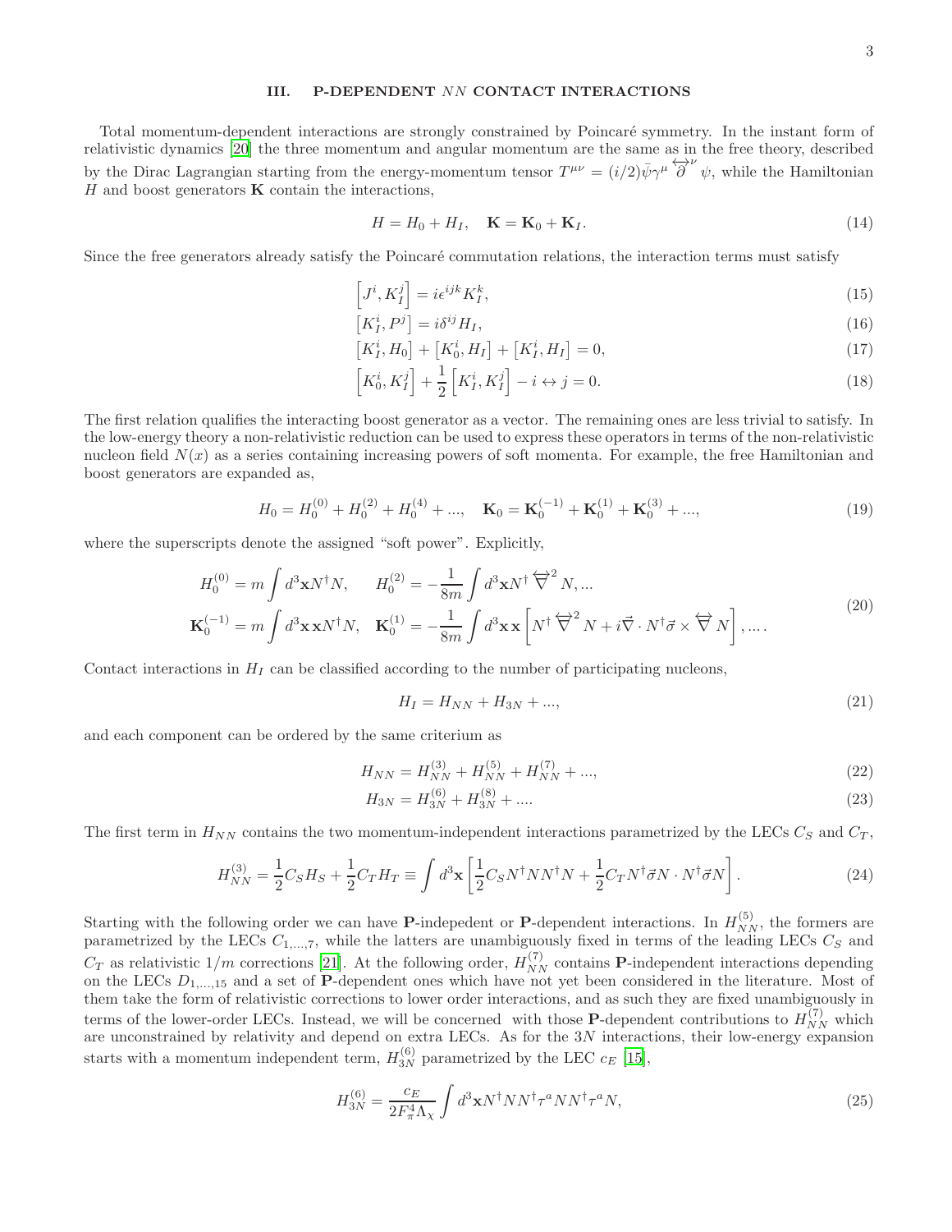### III. P-DEPENDENT $NN$ CONTACT INTERACTIONS

Total momentum-dependent interactions are strongly constrained by Poincaré symmetry. In the instant form of relativistic dynamics [20] the three momentum and angular momentum are the same as in the free theory, described by the Dirac Lagrangian starting from the energy-momentum tensor $T^{\mu\nu} = (i/2)\bar{\psi}\gamma^{\mu} \overleftrightarrow{\partial}^{\nu} \psi$, while the Hamiltonian $H$ and boost generators $\mathbf{K}$ contain the interactions,

$$H = H_0 + H_I, \quad \mathbf{K} = \mathbf{K}_0 + \mathbf{K}_I. \tag{14}$$

Since the free generators already satisfy the Poincaré commutation relations, the interaction terms must satisfy

$$\left[J^i, K_I^j\right] = i\epsilon^{ijk} K_I^k, \tag{15}$$

$$\left[K_I^i, P^j\right] = i\delta^{ij} H_I, \tag{16}$$

$$\left[K_I^i, H_0\right] + \left[K_0^i, H_I\right] + \left[K_I^i, H_I\right] = 0, \tag{17}$$

$$\left[K_0^i, K_I^j\right] + \frac{1}{2}\left[K_I^i, K_I^j\right] - i \leftrightarrow j = 0. \tag{18}$$

The first relation qualifies the interacting boost generator as a vector. The remaining ones are less trivial to satisfy. In the low-energy theory a non-relativistic reduction can be used to express these operators in terms of the non-relativistic nucleon field $N(x)$ as a series containing increasing powers of soft momenta. For example, the free Hamiltonian and boost generators are expanded as,

$$H_0 = H_0^{(0)} + H_0^{(2)} + H_0^{(4)} + ..., \quad \mathbf{K}_0 = \mathbf{K}_0^{(-1)} + \mathbf{K}_0^{(1)} + \mathbf{K}_0^{(3)} + ..., \tag{19}$$

where the superscripts denote the assigned "soft power". Explicitly,

$$\begin{aligned} H_0^{(0)} &= m \int d^3\mathbf{x} N^\dagger N, \qquad H_0^{(2)} = -\frac{1}{8m} \int d^3\mathbf{x} N^\dagger \overleftrightarrow{\nabla}^2 N, ... \\ \mathbf{K}_0^{(-1)} &= m \int d^3\mathbf{x}\, \mathbf{x} N^\dagger N, \quad \mathbf{K}_0^{(1)} = -\frac{1}{8m} \int d^3\mathbf{x}\, \mathbf{x} \left[ N^\dagger \overleftrightarrow{\nabla}^2 N + i\vec{\nabla} \cdot N^\dagger \vec{\sigma} \times \overleftrightarrow{\nabla} N \right], ... . \end{aligned} \tag{20}$$

Contact interactions in $H_I$ can be classified according to the number of participating nucleons,

$$H_I = H_{NN} + H_{3N} + ..., \tag{21}$$

and each component can be ordered by the same criterium as

$$H_{NN} = H_{NN}^{(3)} + H_{NN}^{(5)} + H_{NN}^{(7)} + ..., \tag{22}$$

$$H_{3N} = H_{3N}^{(6)} + H_{3N}^{(8)} + .... \tag{23}$$

The first term in $H_{NN}$ contains the two momentum-independent interactions parametrized by the LECs $C_S$ and $C_T$,

$$H_{NN}^{(3)} = \frac{1}{2} C_S H_S + \frac{1}{2} C_T H_T \equiv \int d^3\mathbf{x} \left[ \frac{1}{2} C_S N^\dagger N N^\dagger N + \frac{1}{2} C_T N^\dagger \vec{\sigma} N \cdot N^\dagger \vec{\sigma} N \right]. \tag{24}$$

Starting with the following order we can have **P**-indepedent or **P**-dependent interactions. In $H_{NN}^{(5)}$, the formers are parametrized by the LECs $C_{1,...,7}$, while the latters are unambiguously fixed in terms of the leading LECs $C_S$ and $C_T$ as relativistic $1/m$ corrections [21]. At the following order, $H_{NN}^{(7)}$ contains **P**-independent interactions depending on the LECs $D_{1,...,15}$ and a set of **P**-dependent ones which have not yet been considered in the literature. Most of them take the form of relativistic corrections to lower order interactions, and as such they are fixed unambiguously in terms of the lower-order LECs. Instead, we will be concerned with those **P**-dependent contributions to $H_{NN}^{(7)}$ which are unconstrained by relativity and depend on extra LECs. As for the $3N$ interactions, their low-energy expansion starts with a momentum independent term, $H_{3N}^{(6)}$ parametrized by the LEC $c_E$ [15],

$$H_{3N}^{(6)} = \frac{c_E}{2F_\pi^4 \Lambda_\chi} \int d^3\mathbf{x} N^\dagger N N^\dagger \tau^a N N^\dagger \tau^a N, \tag{25}$$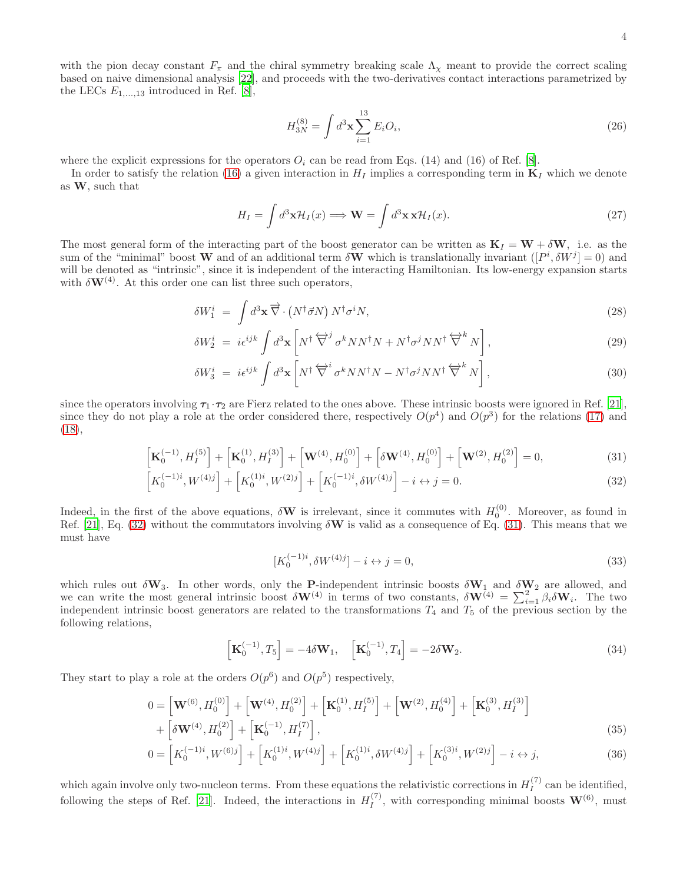with the pion decay constant $F_\pi$ and the chiral symmetry breaking scale $\Lambda_\chi$ meant to provide the correct scaling based on naive dimensional analysis [22], and proceeds with the two-derivatives contact interactions parametrized by the LECs $E_{1,\ldots,13}$ introduced in Ref. [8],

$$H_{3N}^{(8)} = \int d^3\mathbf{x} \sum_{i=1}^{13} E_i O_i, \tag{26}$$

where the explicit expressions for the operators $O_i$ can be read from Eqs. (14) and (16) of Ref. [8].

In order to satisfy the relation (16) a given interaction in $H_I$ implies a corresponding term in $\mathbf{K}_I$ which we denote as $\mathbf{W}$, such that

$$H_I = \int d^3\mathbf{x} \mathcal{H}_I(x) \Longrightarrow \mathbf{W} = \int d^3\mathbf{x}\, \mathbf{x} \mathcal{H}_I(x). \tag{27}$$

The most general form of the interacting part of the boost generator can be written as $\mathbf{K}_I = \mathbf{W} + \delta\mathbf{W}$, i.e. as the sum of the "minimal" boost $\mathbf{W}$ and of an additional term $\delta\mathbf{W}$ which is translationally invariant ($[P^i, \delta W^j] = 0$) and will be denoted as "intrinsic", since it is independent of the interacting Hamiltonian. Its low-energy expansion starts with $\delta\mathbf{W}^{(4)}$. At this order one can list three such operators,

$$\delta W_1^i = \int d^3\mathbf{x}\, \overleftrightarrow{\nabla} \cdot \left(N^\dagger \vec{\sigma} N\right) N^\dagger \sigma^i N, \tag{28}$$

$$\delta W_2^i = i\epsilon^{ijk} \int d^3\mathbf{x} \left[N^\dagger \overleftrightarrow{\nabla}^j \sigma^k N N^\dagger N + N^\dagger \sigma^j N N^\dagger \overleftrightarrow{\nabla}^k N\right], \tag{29}$$

$$\delta W_3^i = i\epsilon^{ijk} \int d^3\mathbf{x} \left[N^\dagger \overleftrightarrow{\nabla}^i \sigma^k N N^\dagger N - N^\dagger \sigma^j N N^\dagger \overleftrightarrow{\nabla}^k N\right], \tag{30}$$

since the operators involving $\boldsymbol{\tau}_1 \cdot \boldsymbol{\tau}_2$ are Fierz related to the ones above. These intrinsic boosts were ignored in Ref. [21], since they do not play a role at the order considered there, respectively $O(p^4)$ and $O(p^3)$ for the relations (17) and (18),

$$\left[\mathbf{K}_0^{(-1)}, H_I^{(5)}\right] + \left[\mathbf{K}_0^{(1)}, H_I^{(3)}\right] + \left[\mathbf{W}^{(4)}, H_0^{(0)}\right] + \left[\delta\mathbf{W}^{(4)}, H_0^{(0)}\right] + \left[\mathbf{W}^{(2)}, H_0^{(2)}\right] = 0, \tag{31}$$

$$\left[K_0^{(-1)i}, W^{(4)j}\right] + \left[K_0^{(1)i}, W^{(2)j}\right] + \left[K_0^{(-1)i}, \delta W^{(4)j}\right] - i \leftrightarrow j = 0. \tag{32}$$

Indeed, in the first of the above equations, $\delta\mathbf{W}$ is irrelevant, since it commutes with $H_0^{(0)}$. Moreover, as found in Ref. [21], Eq. (32) without the commutators involving $\delta\mathbf{W}$ is valid as a consequence of Eq. (31). This means that we must have

$$[K_0^{(-1)i}, \delta W^{(4)j}] - i \leftrightarrow j = 0, \tag{33}$$

which rules out $\delta\mathbf{W}_3$. In other words, only the $\mathbf{P}$-independent intrinsic boosts $\delta\mathbf{W}_1$ and $\delta\mathbf{W}_2$ are allowed, and we can write the most general intrinsic boost $\delta\mathbf{W}^{(4)}$ in terms of two constants, $\delta\mathbf{W}^{(4)} = \sum_{i=1}^{2} \beta_i \delta\mathbf{W}_i$. The two independent intrinsic boost generators are related to the transformations $T_4$ and $T_5$ of the previous section by the following relations,

$$\left[\mathbf{K}_0^{(-1)}, T_5\right] = -4\delta\mathbf{W}_1, \quad \left[\mathbf{K}_0^{(-1)}, T_4\right] = -2\delta\mathbf{W}_2. \tag{34}$$

They start to play a role at the orders $O(p^6)$ and $O(p^5)$ respectively,

$$\begin{aligned}
0 = &\left[\mathbf{W}^{(6)}, H_0^{(0)}\right] + \left[\mathbf{W}^{(4)}, H_0^{(2)}\right] + \left[\mathbf{K}_0^{(1)}, H_I^{(5)}\right] + \left[\mathbf{W}^{(2)}, H_0^{(4)}\right] + \left[\mathbf{K}_0^{(3)}, H_I^{(3)}\right] \\
&+ \left[\delta\mathbf{W}^{(4)}, H_0^{(2)}\right] + \left[\mathbf{K}_0^{(-1)}, H_I^{(7)}\right],
\end{aligned} \tag{35}$$

$$0 = \left[K_0^{(-1)i}, W^{(6)j}\right] + \left[K_0^{(1)i}, W^{(4)j}\right] + \left[K_0^{(1)i}, \delta W^{(4)j}\right] + \left[K_0^{(3)i}, W^{(2)j}\right] - i \leftrightarrow j, \tag{36}$$

which again involve only two-nucleon terms. From these equations the relativistic corrections in $H_I^{(7)}$ can be identified, following the steps of Ref. [21]. Indeed, the interactions in $H_I^{(7)}$, with corresponding minimal boosts $\mathbf{W}^{(6)}$, must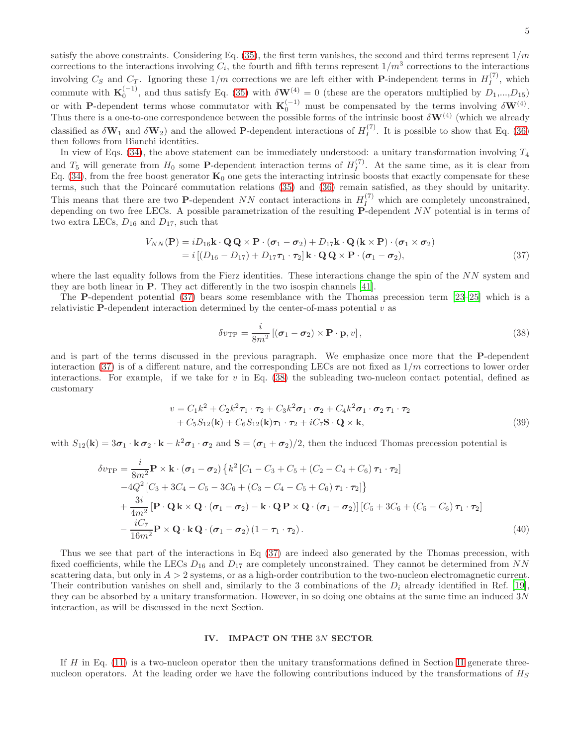satisfy the above constraints. Considering Eq. (35), the first term vanishes, the second and third terms represent $1/m$ corrections to the interactions involving $C_i$, the fourth and fifth terms represent $1/m^3$ corrections to the interactions involving $C_S$ and $C_T$. Ignoring these $1/m$ corrections we are left either with $\mathbf{P}$-independent terms in $H_I^{(7)}$, which commute with $\mathbf{K}_0^{(-1)}$, and thus satisfy Eq. (35) with $\delta\mathbf{W}^{(4)} = 0$ (these are the operators multiplied by $D_1,...,D_{15}$) or with $\mathbf{P}$-dependent terms whose commutator with $\mathbf{K}_0^{(-1)}$ must be compensated by the terms involving $\delta\mathbf{W}^{(4)}$. Thus there is a one-to-one correspondence between the possible forms of the intrinsic boost $\delta\mathbf{W}^{(4)}$ (which we already classified as $\delta\mathbf{W}_1$ and $\delta\mathbf{W}_2$) and the allowed $\mathbf{P}$-dependent interactions of $H_I^{(7)}$. It is possible to show that Eq. (36) then follows from Bianchi identities.

In view of Eqs. (34), the above statement can be immediately understood: a unitary transformation involving $T_4$ and $T_5$ will generate from $H_0$ some $\mathbf{P}$-dependent interaction terms of $H_I^{(7)}$. At the same time, as it is clear from Eq. (34), from the free boost generator $\mathbf{K}_0$ one gets the interacting intrinsic boosts that exactly compensate for these terms, such that the Poincaré commutation relations (35) and (36) remain satisfied, as they should by unitarity. This means that there are two $\mathbf{P}$-dependent $NN$ contact interactions in $H_I^{(7)}$ which are completely unconstrained, depending on two free LECs. A possible parametrization of the resulting $\mathbf{P}$-dependent $NN$ potential is in terms of two extra LECs, $D_{16}$ and $D_{17}$, such that

$$
\begin{aligned}
V_{NN}(\mathbf{P}) &= iD_{16}\mathbf{k}\cdot\mathbf{Q}\,\mathbf{Q}\times\mathbf{P}\cdot(\boldsymbol{\sigma}_1-\boldsymbol{\sigma}_2) + D_{17}\mathbf{k}\cdot\mathbf{Q}\,(\mathbf{k}\times\mathbf{P})\cdot(\boldsymbol{\sigma}_1\times\boldsymbol{\sigma}_2)\\
&= i\left[(D_{16}-D_{17}) + D_{17}\boldsymbol{\tau}_1\cdot\boldsymbol{\tau}_2\right]\mathbf{k}\cdot\mathbf{Q}\,\mathbf{Q}\times\mathbf{P}\cdot(\boldsymbol{\sigma}_1-\boldsymbol{\sigma}_2),
\end{aligned}
\tag{37}
$$

where the last equality follows from the Fierz identities. These interactions change the spin of the $NN$ system and they are both linear in $\mathbf{P}$. They act differently in the two isospin channels [41].

The $\mathbf{P}$-dependent potential (37) bears some resemblance with the Thomas precession term [23–25] which is a relativistic $\mathbf{P}$-dependent interaction determined by the center-of-mass potential $v$ as

$$
\delta v_{\rm TP} = \frac{i}{8m^2}\left[(\boldsymbol{\sigma}_1-\boldsymbol{\sigma}_2)\times\mathbf{P}\cdot\mathbf{p}, v\right],
\tag{38}
$$

and is part of the terms discussed in the previous paragraph. We emphasize once more that the $\mathbf{P}$-dependent interaction (37) is of a different nature, and the corresponding LECs are not fixed as $1/m$ corrections to lower order interactions. For example, if we take for $v$ in Eq. (38) the subleading two-nucleon contact potential, defined as customary

$$
\begin{aligned}
v &= C_1k^2 + C_2k^2\boldsymbol{\tau}_1\cdot\boldsymbol{\tau}_2 + C_3k^2\boldsymbol{\sigma}_1\cdot\boldsymbol{\sigma}_2 + C_4k^2\boldsymbol{\sigma}_1\cdot\boldsymbol{\sigma}_2\,\boldsymbol{\tau}_1\cdot\boldsymbol{\tau}_2\\
&+ C_5S_{12}(\mathbf{k}) + C_6S_{12}(\mathbf{k})\boldsymbol{\tau}_1\cdot\boldsymbol{\tau}_2 + iC_7\mathbf{S}\cdot\mathbf{Q}\times\mathbf{k},
\end{aligned}
\tag{39}
$$

with $S_{12}(\mathbf{k}) = 3\boldsymbol{\sigma}_1\cdot\mathbf{k}\,\boldsymbol{\sigma}_2\cdot\mathbf{k} - k^2\boldsymbol{\sigma}_1\cdot\boldsymbol{\sigma}_2$ and $\mathbf{S} = (\boldsymbol{\sigma}_1+\boldsymbol{\sigma}_2)/2$, then the induced Thomas precession potential is

$$
\begin{aligned}
\delta v_{\rm TP} &= \frac{i}{8m^2}\mathbf{P}\times\mathbf{k}\cdot(\boldsymbol{\sigma}_1-\boldsymbol{\sigma}_2)\left\{k^2\left[C_1-C_3+C_5+(C_2-C_4+C_6)\,\boldsymbol{\tau}_1\cdot\boldsymbol{\tau}_2\right]\right.\\
&\left.-4Q^2\left[C_3+3C_4-C_5-3C_6+(C_3-C_4-C_5+C_6)\,\boldsymbol{\tau}_1\cdot\boldsymbol{\tau}_2\right]\right\}\\
&+\frac{3i}{4m^2}\left[\mathbf{P}\cdot\mathbf{Q}\,\mathbf{k}\times\mathbf{Q}\cdot(\boldsymbol{\sigma}_1-\boldsymbol{\sigma}_2) - \mathbf{k}\cdot\mathbf{Q}\,\mathbf{P}\times\mathbf{Q}\cdot(\boldsymbol{\sigma}_1-\boldsymbol{\sigma}_2)\right]\left[C_5+3C_6+(C_5-C_6)\,\boldsymbol{\tau}_1\cdot\boldsymbol{\tau}_2\right]\\
&-\frac{iC_7}{16m^2}\mathbf{P}\times\mathbf{Q}\cdot\mathbf{k}\,\mathbf{Q}\cdot(\boldsymbol{\sigma}_1-\boldsymbol{\sigma}_2)\,(1-\boldsymbol{\tau}_1\cdot\boldsymbol{\tau}_2).
\end{aligned}
\tag{40}
$$

Thus we see that part of the interactions in Eq (37) are indeed also generated by the Thomas precession, with fixed coefficients, while the LECs $D_{16}$ and $D_{17}$ are completely unconstrained. They cannot be determined from $NN$ scattering data, but only in $A > 2$ systems, or as a high-order contribution to the two-nucleon electromagnetic current. Their contribution vanishes on shell and, similarly to the 3 combinations of the $D_i$ already identified in Ref. [19], they can be absorbed by a unitary transformation. However, in so doing one obtains at the same time an induced $3N$ interaction, as will be discussed in the next Section.

## IV. IMPACT ON THE $3N$ SECTOR

If $H$ in Eq. (11) is a two-nucleon operator then the unitary transformations defined in Section II generate three-nucleon operators. At the leading order we have the following contributions induced by the transformations of $H_S$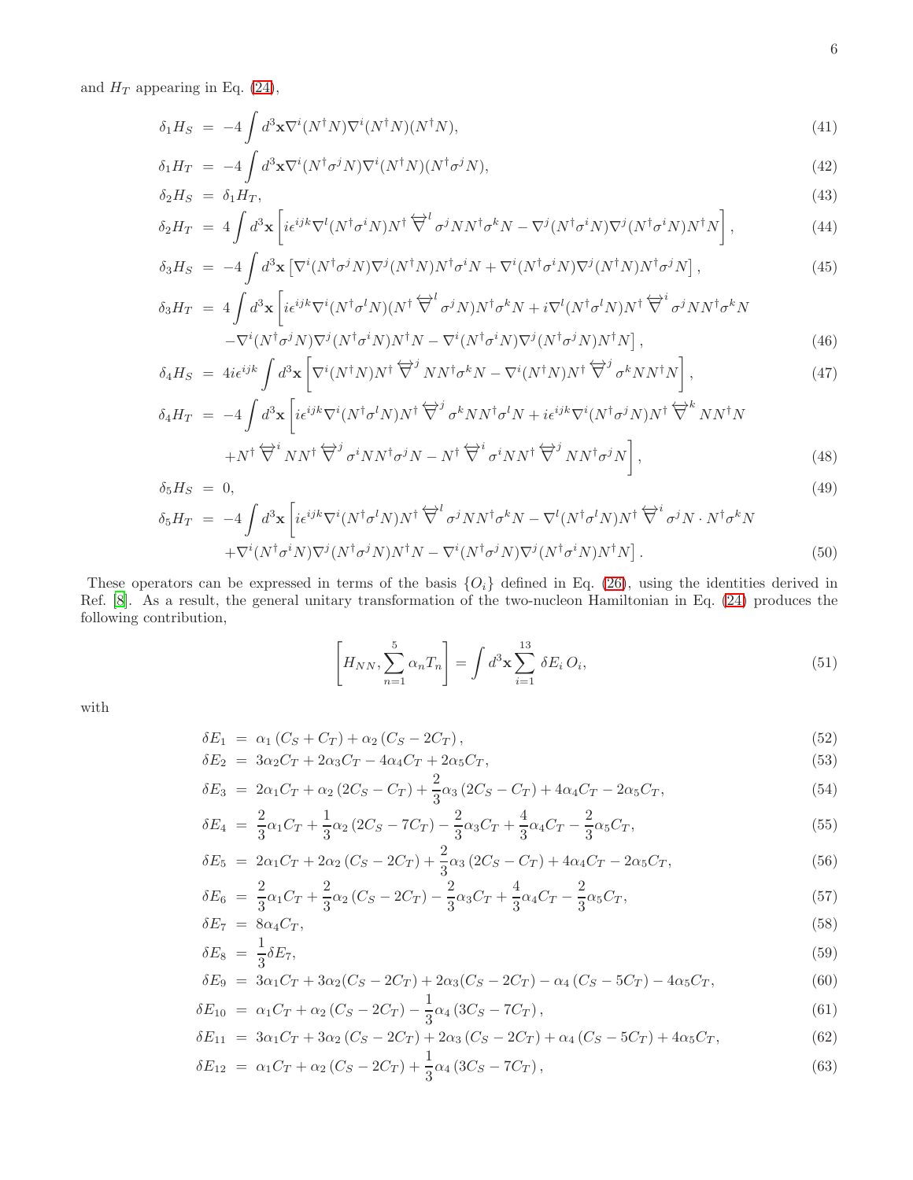and $H_T$ appearing in Eq. (24),

$$\delta_1 H_S = -4\int d^3\mathbf{x} \nabla^i(N^\dagger N)\nabla^i(N^\dagger N)(N^\dagger N), \tag{41}$$

$$\delta_1 H_T = -4\int d^3\mathbf{x} \nabla^i(N^\dagger \sigma^j N)\nabla^i(N^\dagger N)(N^\dagger \sigma^j N), \tag{42}$$

$$\delta_2 H_S = \delta_1 H_T, \tag{43}$$

$$\delta_2 H_T = 4\int d^3\mathbf{x} \left[ i\epsilon^{ijk}\nabla^l(N^\dagger \sigma^i N)N^\dagger \overleftrightarrow{\nabla}^l \sigma^j N N^\dagger \sigma^k N - \nabla^j(N^\dagger \sigma^i N)\nabla^j(N^\dagger \sigma^i N)N^\dagger N \right], \tag{44}$$

$$\delta_3 H_S = -4\int d^3\mathbf{x} \left[ \nabla^i(N^\dagger \sigma^j N)\nabla^j(N^\dagger N)N^\dagger \sigma^i N + \nabla^i(N^\dagger \sigma^i N)\nabla^j(N^\dagger N)N^\dagger \sigma^j N \right], \tag{45}$$

$$\begin{aligned}\delta_3 H_T = {} & 4\int d^3\mathbf{x} \Big[ i\epsilon^{ijk}\nabla^i(N^\dagger \sigma^l N)(N^\dagger \overleftrightarrow{\nabla}^l \sigma^j N)N^\dagger \sigma^k N + i\nabla^l(N^\dagger \sigma^l N)N^\dagger \overleftrightarrow{\nabla}^i \sigma^j N N^\dagger \sigma^k N \\ & -\nabla^i(N^\dagger \sigma^j N)\nabla^j(N^\dagger \sigma^i N)N^\dagger N - \nabla^i(N^\dagger \sigma^i N)\nabla^j(N^\dagger \sigma^j N)N^\dagger N \Big],\end{aligned} \tag{46}$$

$$\delta_4 H_S = 4i\epsilon^{ijk}\int d^3\mathbf{x} \left[ \nabla^i(N^\dagger N)N^\dagger \overleftrightarrow{\nabla}^j N N^\dagger \sigma^k N - \nabla^i(N^\dagger N)N^\dagger \overleftrightarrow{\nabla}^j \sigma^k N N^\dagger N \right], \tag{47}$$

$$\begin{aligned}\delta_4 H_T = {} & -4\int d^3\mathbf{x} \Big[ i\epsilon^{ijk}\nabla^i(N^\dagger \sigma^l N)N^\dagger \overleftrightarrow{\nabla}^j \sigma^k N N^\dagger \sigma^l N + i\epsilon^{ijk}\nabla^i(N^\dagger \sigma^j N)N^\dagger \overleftrightarrow{\nabla}^k N N^\dagger N \\ & + N^\dagger \overleftrightarrow{\nabla}^i N N^\dagger \overleftrightarrow{\nabla}^j \sigma^i N N^\dagger \sigma^j N - N^\dagger \overleftrightarrow{\nabla}^i \sigma^i N N^\dagger \overleftrightarrow{\nabla}^j N N^\dagger \sigma^j N \Big],\end{aligned} \tag{48}$$

$$\delta_5 H_S = 0, \tag{49}$$

$$\begin{aligned}\delta_5 H_T = {} & -4\int d^3\mathbf{x} \Big[ i\epsilon^{ijk}\nabla^i(N^\dagger \sigma^l N)N^\dagger \overleftrightarrow{\nabla}^l \sigma^j N N^\dagger \sigma^k N - \nabla^l(N^\dagger \sigma^l N)N^\dagger \overleftrightarrow{\nabla}^i \sigma^j N \cdot N^\dagger \sigma^k N \\ & + \nabla^i(N^\dagger \sigma^i N)\nabla^j(N^\dagger \sigma^j N)N^\dagger N - \nabla^i(N^\dagger \sigma^j N)\nabla^j(N^\dagger \sigma^i N)N^\dagger N \Big].\end{aligned} \tag{50}$$

These operators can be expressed in terms of the basis $\{O_i\}$ defined in Eq. (26), using the identities derived in Ref. [8]. As a result, the general unitary transformation of the two-nucleon Hamiltonian in Eq. (24) produces the following contribution,

$$\left[ H_{NN}, \sum_{n=1}^{5} \alpha_n T_n \right] = \int d^3\mathbf{x} \sum_{i=1}^{13} \delta E_i \, O_i, \tag{51}$$

with

$$\delta E_1 = \alpha_1 (C_S + C_T) + \alpha_2 (C_S - 2C_T), \tag{52}$$

$$\delta E_2 = 3\alpha_2 C_T + 2\alpha_3 C_T - 4\alpha_4 C_T + 2\alpha_5 C_T, \tag{53}$$

$$\delta E_3 = 2\alpha_1 C_T + \alpha_2 (2C_S - C_T) + \frac{2}{3}\alpha_3 (2C_S - C_T) + 4\alpha_4 C_T - 2\alpha_5 C_T, \tag{54}$$

$$\delta E_4 = \frac{2}{3}\alpha_1 C_T + \frac{1}{3}\alpha_2 (2C_S - 7C_T) - \frac{2}{3}\alpha_3 C_T + \frac{4}{3}\alpha_4 C_T - \frac{2}{3}\alpha_5 C_T, \tag{55}$$

$$\delta E_5 = 2\alpha_1 C_T + 2\alpha_2 (C_S - 2C_T) + \frac{2}{3}\alpha_3 (2C_S - C_T) + 4\alpha_4 C_T - 2\alpha_5 C_T, \tag{56}$$

$$\delta E_6 = \frac{2}{3}\alpha_1 C_T + \frac{2}{3}\alpha_2 (C_S - 2C_T) - \frac{2}{3}\alpha_3 C_T + \frac{4}{3}\alpha_4 C_T - \frac{2}{3}\alpha_5 C_T, \tag{57}$$

$$\delta E_7 = 8\alpha_4 C_T, \tag{58}$$

$$\delta E_8 = \frac{1}{3}\delta E_7, \tag{59}$$

$$\delta E_9 = 3\alpha_1 C_T + 3\alpha_2 (C_S - 2C_T) + 2\alpha_3 (C_S - 2C_T) - \alpha_4 (C_S - 5C_T) - 4\alpha_5 C_T, \tag{60}$$

$$\delta E_{10} = \alpha_1 C_T + \alpha_2 (C_S - 2C_T) - \frac{1}{3}\alpha_4 (3C_S - 7C_T), \tag{61}$$

$$\delta E_{11} = 3\alpha_1 C_T + 3\alpha_2 (C_S - 2C_T) + 2\alpha_3 (C_S - 2C_T) + \alpha_4 (C_S - 5C_T) + 4\alpha_5 C_T, \tag{62}$$

$$\delta E_{12} = \alpha_1 C_T + \alpha_2 (C_S - 2C_T) + \frac{1}{3}\alpha_4 (3C_S - 7C_T), \tag{63}$$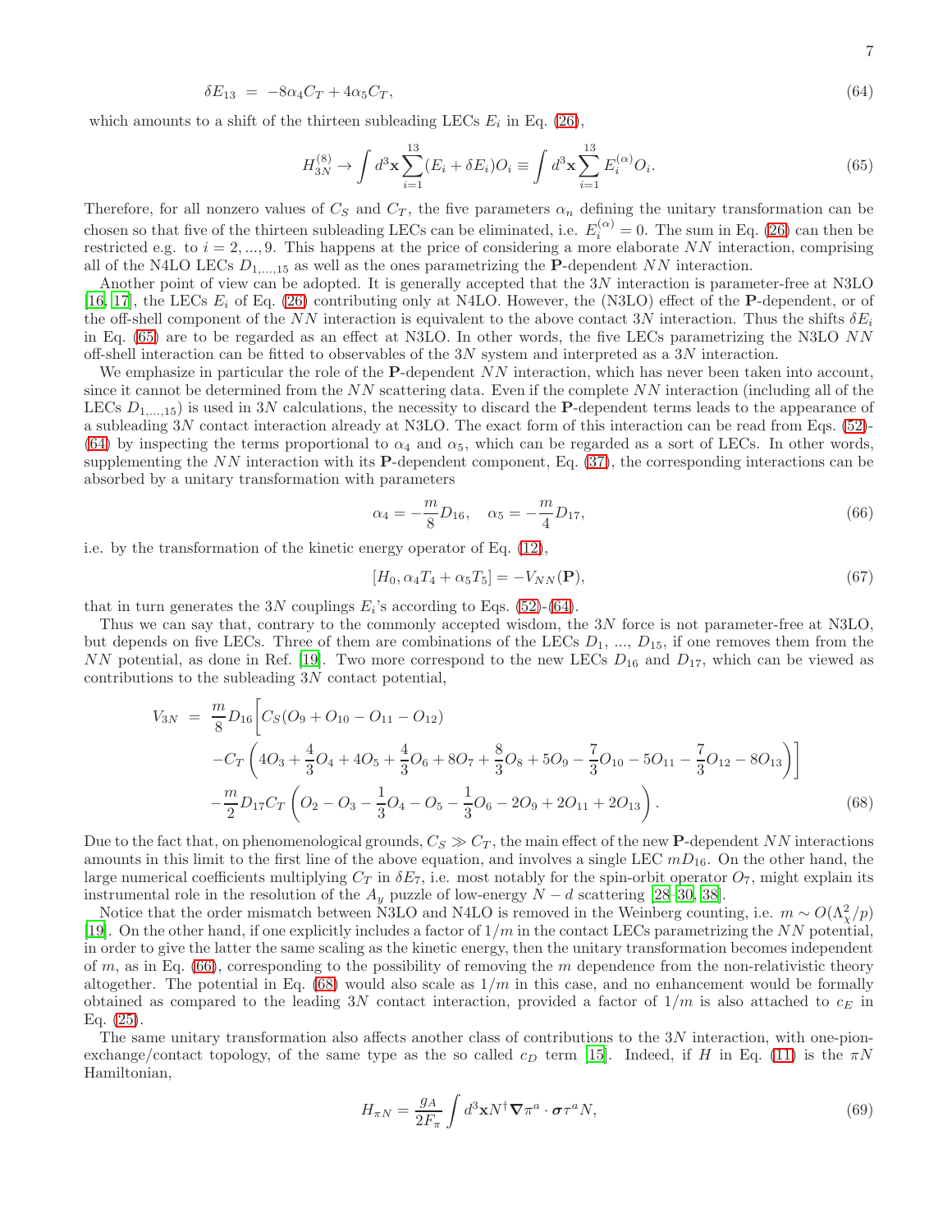$$\delta E_{13} \;=\; -8\alpha_4 C_T + 4\alpha_5 C_T, \tag{64}$$

which amounts to a shift of the thirteen subleading LECs $E_i$ in Eq. (26),

$$H^{(8)}_{3N} \to \int d^3\mathbf{x} \sum_{i=1}^{13} (E_i + \delta E_i) O_i \equiv \int d^3\mathbf{x} \sum_{i=1}^{13} E_i^{(\alpha)} O_i. \tag{65}$$

Therefore, for all nonzero values of $C_S$ and $C_T$, the five parameters $\alpha_n$ defining the unitary transformation can be chosen so that five of the thirteen subleading LECs can be eliminated, i.e. $E_i^{(\alpha)} = 0$. The sum in Eq. (26) can then be restricted e.g. to $i = 2, ..., 9$. This happens at the price of considering a more elaborate $NN$ interaction, comprising all of the N4LO LECs $D_{1,...,15}$ as well as the ones parametrizing the $\mathbf{P}$-dependent $NN$ interaction.

Another point of view can be adopted. It is generally accepted that the $3N$ interaction is parameter-free at N3LO [16, 17], the LECs $E_i$ of Eq. (26) contributing only at N4LO. However, the (N3LO) effect of the $\mathbf{P}$-dependent, or of the off-shell component of the $NN$ interaction is equivalent to the above contact $3N$ interaction. Thus the shifts $\delta E_i$ in Eq. (65) are to be regarded as an effect at N3LO. In other words, the five LECs parametrizing the N3LO $NN$ off-shell interaction can be fitted to observables of the $3N$ system and interpreted as a $3N$ interaction.

We emphasize in particular the role of the $\mathbf{P}$-dependent $NN$ interaction, which has never been taken into account, since it cannot be determined from the $NN$ scattering data. Even if the complete $NN$ interaction (including all of the LECs $D_{1,...,15}$) is used in $3N$ calculations, the necessity to discard the $\mathbf{P}$-dependent terms leads to the appearance of a subleading $3N$ contact interaction already at N3LO. The exact form of this interaction can be read from Eqs. (52)-(64) by inspecting the terms proportional to $\alpha_4$ and $\alpha_5$, which can be regarded as a sort of LECs. In other words, supplementing the $NN$ interaction with its $\mathbf{P}$-dependent component, Eq. (37), the corresponding interactions can be absorbed by a unitary transformation with parameters

$$\alpha_4 = -\frac{m}{8} D_{16}, \quad \alpha_5 = -\frac{m}{4} D_{17}, \tag{66}$$

i.e. by the transformation of the kinetic energy operator of Eq. (12),

$$[H_0, \alpha_4 T_4 + \alpha_5 T_5] = -V_{NN}(\mathbf{P}), \tag{67}$$

that in turn generates the $3N$ couplings $E_i$'s according to Eqs. (52)-(64).

Thus we can say that, contrary to the commonly accepted wisdom, the $3N$ force is not parameter-free at N3LO, but depends on five LECs. Three of them are combinations of the LECs $D_1$, ..., $D_{15}$, if one removes them from the $NN$ potential, as done in Ref. [19]. Two more correspond to the new LECs $D_{16}$ and $D_{17}$, which can be viewed as contributions to the subleading $3N$ contact potential,

$$\begin{aligned}
V_{3N} \;=\; & \frac{m}{8} D_{16} \bigg[ C_S (O_9 + O_{10} - O_{11} - O_{12}) \\
& - C_T \left( 4O_3 + \frac{4}{3} O_4 + 4O_5 + \frac{4}{3} O_6 + 8O_7 + \frac{8}{3} O_8 + 5O_9 - \frac{7}{3} O_{10} - 5O_{11} - \frac{7}{3} O_{12} - 8O_{13} \right) \bigg] \\
& - \frac{m}{2} D_{17} C_T \left( O_2 - O_3 - \frac{1}{3} O_4 - O_5 - \frac{1}{3} O_6 - 2O_9 + 2O_{11} + 2O_{13} \right).
\end{aligned} \tag{68}$$

Due to the fact that, on phenomenological grounds, $C_S \gg C_T$, the main effect of the new $\mathbf{P}$-dependent $NN$ interactions amounts in this limit to the first line of the above equation, and involves a single LEC $mD_{16}$. On the other hand, the large numerical coefficients multiplying $C_T$ in $\delta E_7$, i.e. most notably for the spin-orbit operator $O_7$, might explain its instrumental role in the resolution of the $A_y$ puzzle of low-energy $N - d$ scattering [28–30, 38].

Notice that the order mismatch between N3LO and N4LO is removed in the Weinberg counting, i.e. $m \sim O(\Lambda_\chi^2/p)$ [19]. On the other hand, if one explicitly includes a factor of $1/m$ in the contact LECs parametrizing the $NN$ potential, in order to give the latter the same scaling as the kinetic energy, then the unitary transformation becomes independent of $m$, as in Eq. (66), corresponding to the possibility of removing the $m$ dependence from the non-relativistic theory altogether. The potential in Eq. (68) would also scale as $1/m$ in this case, and no enhancement would be formally obtained as compared to the leading $3N$ contact interaction, provided a factor of $1/m$ is also attached to $c_E$ in Eq. (25).

The same unitary transformation also affects another class of contributions to the $3N$ interaction, with one-pion-exchange/contact topology, of the same type as the so called $c_D$ term [15]. Indeed, if $H$ in Eq. (11) is the $\pi N$ Hamiltonian,

$$H_{\pi N} = \frac{g_A}{2F_\pi} \int d^3\mathbf{x} N^\dagger \boldsymbol{\nabla} \pi^a \cdot \boldsymbol{\sigma} \tau^a N, \tag{69}$$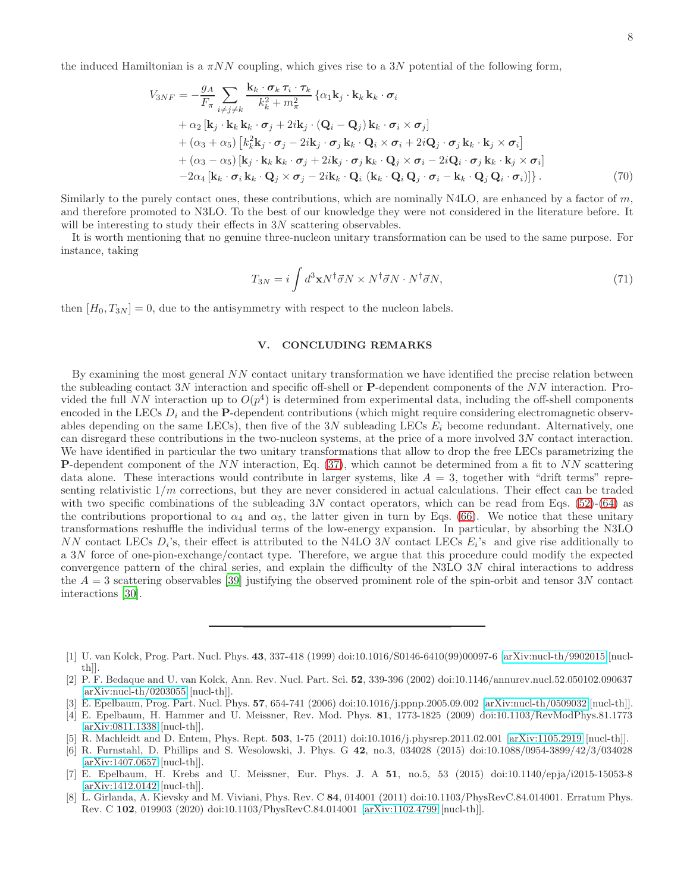the induced Hamiltonian is a $\pi NN$ coupling, which gives rise to a $3N$ potential of the following form,

$$
\begin{aligned}
V_{3NF} = -\frac{g_A}{F_\pi} \sum_{i\neq j\neq k} \frac{\mathbf{k}_k \cdot \boldsymbol{\sigma}_k \, \boldsymbol{\tau}_i \cdot \boldsymbol{\tau}_k}{k_k^2 + m_\pi^2} \{ & \alpha_1 \mathbf{k}_j \cdot \mathbf{k}_k \, \mathbf{k}_k \cdot \boldsymbol{\sigma}_i \\
& + \alpha_2 \left[ \mathbf{k}_j \cdot \mathbf{k}_k \, \mathbf{k}_k \cdot \boldsymbol{\sigma}_j + 2i \mathbf{k}_j \cdot (\mathbf{Q}_i - \mathbf{Q}_j) \, \mathbf{k}_k \cdot \boldsymbol{\sigma}_i \times \boldsymbol{\sigma}_j \right] \\
& + (\alpha_3 + \alpha_5) \left[ k_k^2 \mathbf{k}_j \cdot \boldsymbol{\sigma}_j - 2i \mathbf{k}_j \cdot \boldsymbol{\sigma}_j \, \mathbf{k}_k \cdot \mathbf{Q}_i \times \boldsymbol{\sigma}_i + 2i \mathbf{Q}_j \cdot \boldsymbol{\sigma}_j \, \mathbf{k}_k \cdot \mathbf{k}_j \times \boldsymbol{\sigma}_i \right] \\
& + (\alpha_3 - \alpha_5) \left[ \mathbf{k}_j \cdot \mathbf{k}_k \, \mathbf{k}_k \cdot \boldsymbol{\sigma}_j + 2i \mathbf{k}_j \cdot \boldsymbol{\sigma}_j \, \mathbf{k}_k \cdot \mathbf{Q}_j \times \boldsymbol{\sigma}_i - 2i \mathbf{Q}_i \cdot \boldsymbol{\sigma}_j \, \mathbf{k}_k \cdot \mathbf{k}_j \times \boldsymbol{\sigma}_i \right] \\
& -2\alpha_4 \left[ \mathbf{k}_k \cdot \boldsymbol{\sigma}_i \, \mathbf{k}_k \cdot \mathbf{Q}_j \times \boldsymbol{\sigma}_j - 2i \mathbf{k}_k \cdot \mathbf{Q}_i \, \left( \mathbf{k}_k \cdot \mathbf{Q}_i \, \mathbf{Q}_j \cdot \boldsymbol{\sigma}_i - \mathbf{k}_k \cdot \mathbf{Q}_j \, \mathbf{Q}_i \cdot \boldsymbol{\sigma}_i \right) \right] \} \, .
\end{aligned}
\tag{70}
$$

Similarly to the purely contact ones, these contributions, which are nominally N4LO, are enhanced by a factor of $m$, and therefore promoted to N3LO. To the best of our knowledge they were not considered in the literature before. It will be interesting to study their effects in $3N$ scattering observables.

It is worth mentioning that no genuine three-nucleon unitary transformation can be used to the same purpose. For instance, taking

$$
T_{3N} = i \int d^3\mathbf{x} N^\dagger \vec{\sigma} N \times N^\dagger \vec{\sigma} N \cdot N^\dagger \vec{\sigma} N, \tag{71}
$$

then $[H_0, T_{3N}] = 0$, due to the antisymmetry with respect to the nucleon labels.

## V. CONCLUDING REMARKS

By examining the most general $NN$ contact unitary transformation we have identified the precise relation between the subleading contact $3N$ interaction and specific off-shell or $\mathbf{P}$-dependent components of the $NN$ interaction. Provided the full $NN$ interaction up to $O(p^4)$ is determined from experimental data, including the off-shell components encoded in the LECs $D_i$ and the $\mathbf{P}$-dependent contributions (which might require considering electromagnetic observables depending on the same LECs), then five of the $3N$ subleading LECs $E_i$ become redundant. Alternatively, one can disregard these contributions in the two-nucleon systems, at the price of a more involved $3N$ contact interaction. We have identified in particular the two unitary transformations that allow to drop the free LECs parametrizing the $\mathbf{P}$-dependent component of the $NN$ interaction, Eq. (37), which cannot be determined from a fit to $NN$ scattering data alone. These interactions would contribute in larger systems, like $A = 3$, together with "drift terms" representing relativistic $1/m$ corrections, but they are never considered in actual calculations. Their effect can be traded with two specific combinations of the subleading $3N$ contact operators, which can be read from Eqs. (52)-(64) as the contributions proportional to $\alpha_4$ and $\alpha_5$, the latter given in turn by Eqs. (66). We notice that these unitary transformations reshuffle the individual terms of the low-energy expansion. In particular, by absorbing the N3LO $NN$ contact LECs $D_i$'s, their effect is attributed to the N4LO $3N$ contact LECs $E_i$'s and give rise additionally to a $3N$ force of one-pion-exchange/contact type. Therefore, we argue that this procedure could modify the expected convergence pattern of the chiral series, and explain the difficulty of the N3LO $3N$ chiral interactions to address the $A = 3$ scattering observables [39] justifying the observed prominent role of the spin-orbit and tensor $3N$ contact interactions [30].

---

[1] U. van Kolck, Prog. Part. Nucl. Phys. **43**, 337-418 (1999) doi:10.1016/S0146-6410(99)00097-6 [arXiv:nucl-th/9902015 [nucl-th]].

[2] P. F. Bedaque and U. van Kolck, Ann. Rev. Nucl. Part. Sci. **52**, 339-396 (2002) doi:10.1146/annurev.nucl.52.050102.090637 [arXiv:nucl-th/0203055 [nucl-th]].

[3] E. Epelbaum, Prog. Part. Nucl. Phys. **57**, 654-741 (2006) doi:10.1016/j.ppnp.2005.09.002 [arXiv:nucl-th/0509032 [nucl-th]].

[4] E. Epelbaum, H. Hammer and U. Meissner, Rev. Mod. Phys. **81**, 1773-1825 (2009) doi:10.1103/RevModPhys.81.1773 [arXiv:0811.1338 [nucl-th]].

[5] R. Machleidt and D. Entem, Phys. Rept. **503**, 1-75 (2011) doi:10.1016/j.physrep.2011.02.001 [arXiv:1105.2919 [nucl-th]].

[6] R. Furnstahl, D. Phillips and S. Wesolowski, J. Phys. G **42**, no.3, 034028 (2015) doi:10.1088/0954-3899/42/3/034028 [arXiv:1407.0657 [nucl-th]].

[7] E. Epelbaum, H. Krebs and U. Meissner, Eur. Phys. J. A **51**, no.5, 53 (2015) doi:10.1140/epja/i2015-15053-8 [arXiv:1412.0142 [nucl-th]].

[8] L. Girlanda, A. Kievsky and M. Viviani, Phys. Rev. C **84**, 014001 (2011) doi:10.1103/PhysRevC.84.014001. Erratum Phys. Rev. C **102**, 019903 (2020) doi:10.1103/PhysRevC.84.014001 [arXiv:1102.4799 [nucl-th]].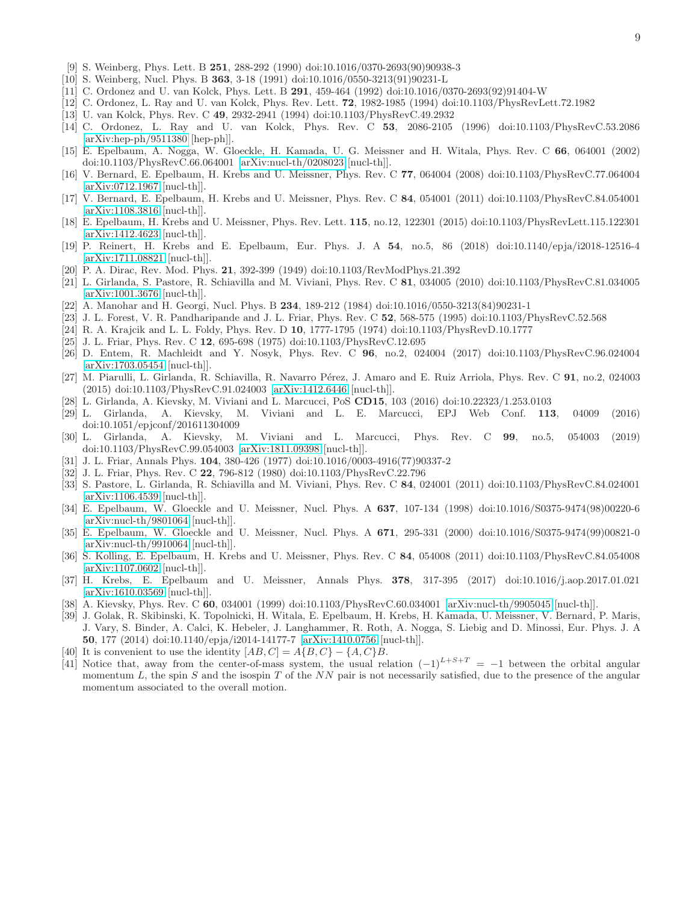[9] S. Weinberg, Phys. Lett. B **251**, 288-292 (1990) doi:10.1016/0370-2693(90)90938-3

[10] S. Weinberg, Nucl. Phys. B **363**, 3-18 (1991) doi:10.1016/0550-3213(91)90231-L

[11] C. Ordonez and U. van Kolck, Phys. Lett. B **291**, 459-464 (1992) doi:10.1016/0370-2693(92)91404-W

[12] C. Ordonez, L. Ray and U. van Kolck, Phys. Rev. Lett. **72**, 1982-1985 (1994) doi:10.1103/PhysRevLett.72.1982

[13] U. van Kolck, Phys. Rev. C **49**, 2932-2941 (1994) doi:10.1103/PhysRevC.49.2932

[14] C. Ordonez, L. Ray and U. van Kolck, Phys. Rev. C **53**, 2086-2105 (1996) doi:10.1103/PhysRevC.53.2086 [arXiv:hep-ph/9511380 [hep-ph]].

[15] E. Epelbaum, A. Nogga, W. Gloeckle, H. Kamada, U. G. Meissner and H. Witala, Phys. Rev. C **66**, 064001 (2002) doi:10.1103/PhysRevC.66.064001 [arXiv:nucl-th/0208023 [nucl-th]].

[16] V. Bernard, E. Epelbaum, H. Krebs and U. Meissner, Phys. Rev. C **77**, 064004 (2008) doi:10.1103/PhysRevC.77.064004 [arXiv:0712.1967 [nucl-th]].

[17] V. Bernard, E. Epelbaum, H. Krebs and U. Meissner, Phys. Rev. C **84**, 054001 (2011) doi:10.1103/PhysRevC.84.054001 [arXiv:1108.3816 [nucl-th]].

[18] E. Epelbaum, H. Krebs and U. Meissner, Phys. Rev. Lett. **115**, no.12, 122301 (2015) doi:10.1103/PhysRevLett.115.122301 [arXiv:1412.4623 [nucl-th]].

[19] P. Reinert, H. Krebs and E. Epelbaum, Eur. Phys. J. A **54**, no.5, 86 (2018) doi:10.1140/epja/i2018-12516-4 [arXiv:1711.08821 [nucl-th]].

[20] P. A. Dirac, Rev. Mod. Phys. **21**, 392-399 (1949) doi:10.1103/RevModPhys.21.392

[21] L. Girlanda, S. Pastore, R. Schiavilla and M. Viviani, Phys. Rev. C **81**, 034005 (2010) doi:10.1103/PhysRevC.81.034005 [arXiv:1001.3676 [nucl-th]].

[22] A. Manohar and H. Georgi, Nucl. Phys. B **234**, 189-212 (1984) doi:10.1016/0550-3213(84)90231-1

[23] J. L. Forest, V. R. Pandharipande and J. L. Friar, Phys. Rev. C **52**, 568-575 (1995) doi:10.1103/PhysRevC.52.568

[24] R. A. Krajcik and L. L. Foldy, Phys. Rev. D **10**, 1777-1795 (1974) doi:10.1103/PhysRevD.10.1777

[25] J. L. Friar, Phys. Rev. C **12**, 695-698 (1975) doi:10.1103/PhysRevC.12.695

[26] D. Entem, R. Machleidt and Y. Nosyk, Phys. Rev. C **96**, no.2, 024004 (2017) doi:10.1103/PhysRevC.96.024004 [arXiv:1703.05454 [nucl-th]].

[27] M. Piarulli, L. Girlanda, R. Schiavilla, R. Navarro Pérez, J. Amaro and E. Ruiz Arriola, Phys. Rev. C **91**, no.2, 024003 (2015) doi:10.1103/PhysRevC.91.024003 [arXiv:1412.6446 [nucl-th]].

[28] L. Girlanda, A. Kievsky, M. Viviani and L. Marcucci, PoS **CD15**, 103 (2016) doi:10.22323/1.253.0103

[29] L. Girlanda, A. Kievsky, M. Viviani and L. E. Marcucci, EPJ Web Conf. **113**, 04009 (2016) doi:10.1051/epjconf/201611304009

[30] L. Girlanda, A. Kievsky, M. Viviani and L. Marcucci, Phys. Rev. C **99**, no.5, 054003 (2019) doi:10.1103/PhysRevC.99.054003 [arXiv:1811.09398 [nucl-th]].

[31] J. L. Friar, Annals Phys. **104**, 380-426 (1977) doi:10.1016/0003-4916(77)90337-2

[32] J. L. Friar, Phys. Rev. C **22**, 796-812 (1980) doi:10.1103/PhysRevC.22.796

[33] S. Pastore, L. Girlanda, R. Schiavilla and M. Viviani, Phys. Rev. C **84**, 024001 (2011) doi:10.1103/PhysRevC.84.024001 [arXiv:1106.4539 [nucl-th]].

[34] E. Epelbaum, W. Gloeckle and U. Meissner, Nucl. Phys. A **637**, 107-134 (1998) doi:10.1016/S0375-9474(98)00220-6 [arXiv:nucl-th/9801064 [nucl-th]].

[35] E. Epelbaum, W. Gloeckle and U. Meissner, Nucl. Phys. A **671**, 295-331 (2000) doi:10.1016/S0375-9474(99)00821-0 [arXiv:nucl-th/9910064 [nucl-th]].

[36] S. Kolling, E. Epelbaum, H. Krebs and U. Meissner, Phys. Rev. C **84**, 054008 (2011) doi:10.1103/PhysRevC.84.054008 [arXiv:1107.0602 [nucl-th]].

[37] H. Krebs, E. Epelbaum and U. Meissner, Annals Phys. **378**, 317-395 (2017) doi:10.1016/j.aop.2017.01.021 [arXiv:1610.03569 [nucl-th]].

[38] A. Kievsky, Phys. Rev. C **60**, 034001 (1999) doi:10.1103/PhysRevC.60.034001 [arXiv:nucl-th/9905045 [nucl-th]].

[39] J. Golak, R. Skibinski, K. Topolnicki, H. Witala, E. Epelbaum, H. Krebs, H. Kamada, U. Meissner, V. Bernard, P. Maris, J. Vary, S. Binder, A. Calci, K. Hebeler, J. Langhammer, R. Roth, A. Nogga, S. Liebig and D. Minossi, Eur. Phys. J. A **50**, 177 (2014) doi:10.1140/epja/i2014-14177-7 [arXiv:1410.0756 [nucl-th]].

[40] It is convenient to use the identity $[AB, C] = A\{B, C\} - \{A, C\}B$.

[41] Notice that, away from the center-of-mass system, the usual relation $(-1)^{L+S+T} = -1$ between the orbital angular momentum $L$, the spin $S$ and the isospin $T$ of the $NN$ pair is not necessarily satisfied, due to the presence of the angular momentum associated to the overall motion.